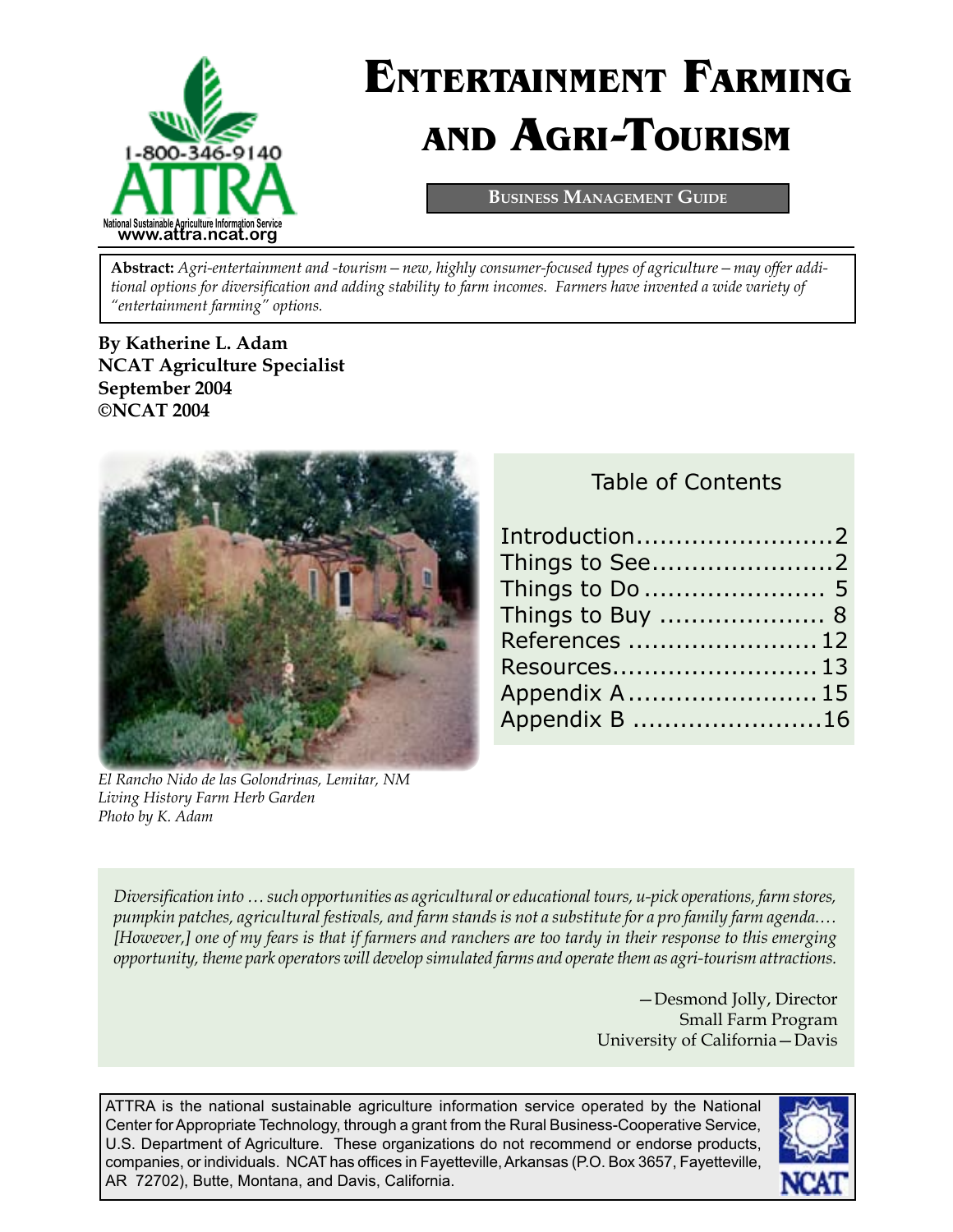# Entertainment Farming and Agri-Tourism

**Business Management Guide**

1-800-346-9140
ATTRA
National Sustainable Agriculture Information Service
www.attra.ncat.org

**Abstract:** *Agri-entertainment and -tourism—new, highly consumer-focused types of agriculture—may offer additional options for diversification and adding stability to farm incomes. Farmers have invented a wide variety of "entertainment farming" options.*

**By Katherine L. Adam**
**NCAT Agriculture Specialist**
**September 2004**
**©NCAT 2004**

*El Rancho Nido de las Golondrinas, Lemitar, NM*
*Living History Farm Herb Garden*
*Photo by K. Adam*

## Table of Contents

- Introduction.........................2
- Things to See.......................2
- Things to Do....................... 5
- Things to Buy ..................... 8
- References ........................ 12
- Resources.......................... 13
- Appendix A........................ 15
- Appendix B ........................16

*Diversification into … such opportunities as agricultural or educational tours, u-pick operations, farm stores, pumpkin patches, agricultural festivals, and farm stands is not a substitute for a pro family farm agenda.… [However,] one of my fears is that if farmers and ranchers are too tardy in their response to this emerging opportunity, theme park operators will develop simulated farms and operate them as agri-tourism attractions.*

—Desmond Jolly, Director
Small Farm Program
University of California—Davis

ATTRA is the national sustainable agriculture information service operated by the National Center for Appropriate Technology, through a grant from the Rural Business-Cooperative Service, U.S. Department of Agriculture. These organizations do not recommend or endorse products, companies, or individuals. NCAT has offices in Fayetteville, Arkansas (P.O. Box 3657, Fayetteville, AR 72702), Butte, Montana, and Davis, California.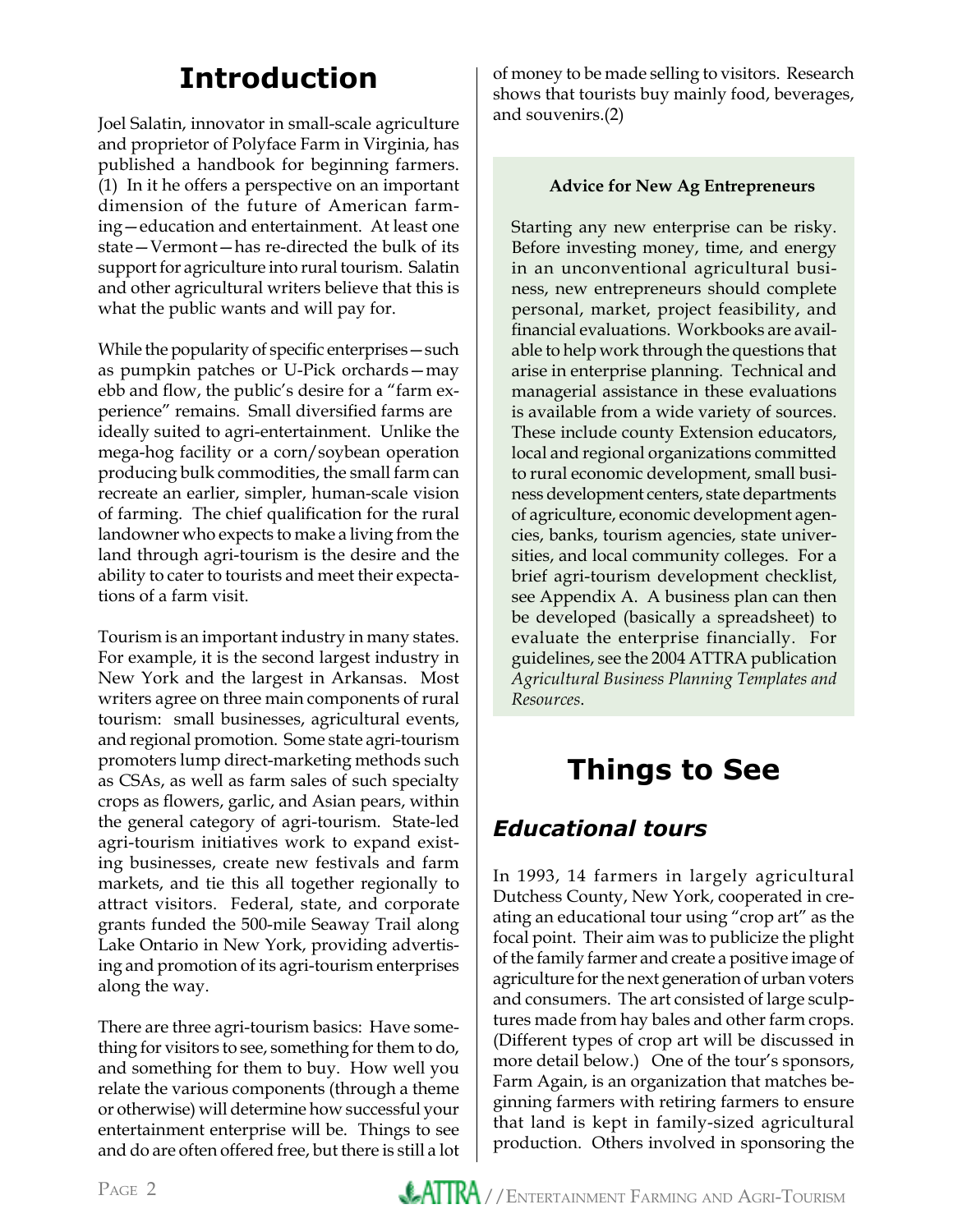# Introduction

Joel Salatin, innovator in small-scale agriculture and proprietor of Polyface Farm in Virginia, has published a handbook for beginning farmers. (1) In it he offers a perspective on an important dimension of the future of American farming—education and entertainment. At least one state—Vermont—has re-directed the bulk of its support for agriculture into rural tourism. Salatin and other agricultural writers believe that this is what the public wants and will pay for.

While the popularity of specific enterprises—such as pumpkin patches or U-Pick orchards—may ebb and flow, the public's desire for a "farm experience" remains. Small diversified farms are ideally suited to agri-entertainment. Unlike the mega-hog facility or a corn/soybean operation producing bulk commodities, the small farm can recreate an earlier, simpler, human-scale vision of farming. The chief qualification for the rural landowner who expects to make a living from the land through agri-tourism is the desire and the ability to cater to tourists and meet their expectations of a farm visit.

Tourism is an important industry in many states. For example, it is the second largest industry in New York and the largest in Arkansas. Most writers agree on three main components of rural tourism: small businesses, agricultural events, and regional promotion. Some state agri-tourism promoters lump direct-marketing methods such as CSAs, as well as farm sales of such specialty crops as flowers, garlic, and Asian pears, within the general category of agri-tourism. State-led agri-tourism initiatives work to expand existing businesses, create new festivals and farm markets, and tie this all together regionally to attract visitors. Federal, state, and corporate grants funded the 500-mile Seaway Trail along Lake Ontario in New York, providing advertising and promotion of its agri-tourism enterprises along the way.

There are three agri-tourism basics: Have something for visitors to see, something for them to do, and something for them to buy. How well you relate the various components (through a theme or otherwise) will determine how successful your entertainment enterprise will be. Things to see and do are often offered free, but there is still a lot of money to be made selling to visitors. Research shows that tourists buy mainly food, beverages, and souvenirs.(2)

**Advice for New Ag Entrepreneurs**

Starting any new enterprise can be risky. Before investing money, time, and energy in an unconventional agricultural business, new entrepreneurs should complete personal, market, project feasibility, and financial evaluations. Workbooks are available to help work through the questions that arise in enterprise planning. Technical and managerial assistance in these evaluations is available from a wide variety of sources. These include county Extension educators, local and regional organizations committed to rural economic development, small business development centers, state departments of agriculture, economic development agencies, banks, tourism agencies, state universities, and local community colleges. For a brief agri-tourism development checklist, see Appendix A. A business plan can then be developed (basically a spreadsheet) to evaluate the enterprise financially. For guidelines, see the 2004 ATTRA publication *Agricultural Business Planning Templates and Resources*.

# Things to See

## *Educational tours*

In 1993, 14 farmers in largely agricultural Dutchess County, New York, cooperated in creating an educational tour using "crop art" as the focal point. Their aim was to publicize the plight of the family farmer and create a positive image of agriculture for the next generation of urban voters and consumers. The art consisted of large sculptures made from hay bales and other farm crops. (Different types of crop art will be discussed in more detail below.) One of the tour's sponsors, Farm Again, is an organization that matches beginning farmers with retiring farmers to ensure that land is kept in family-sized agricultural production. Others involved in sponsoring the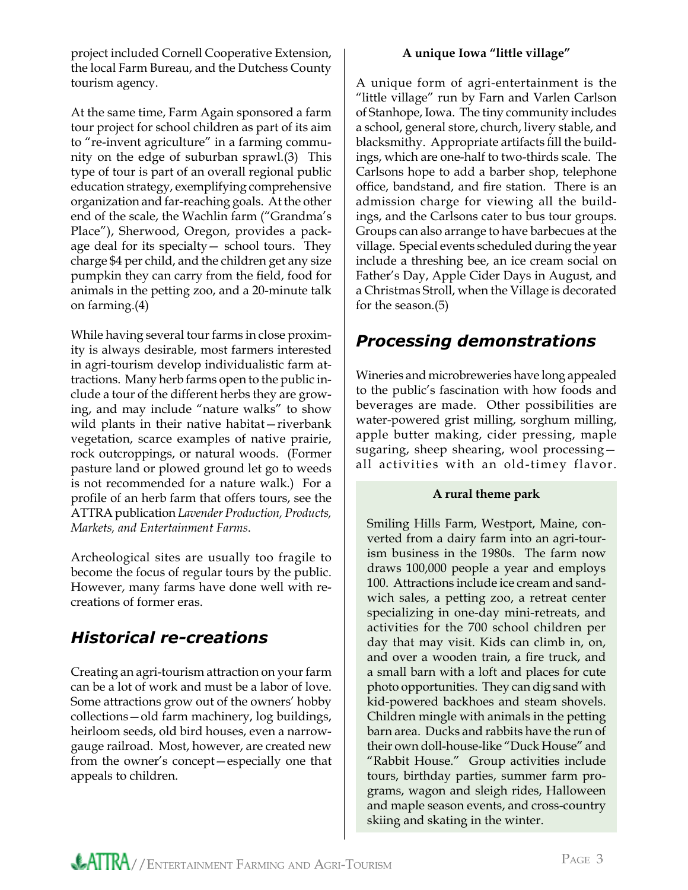project included Cornell Cooperative Extension, the local Farm Bureau, and the Dutchess County tourism agency.

At the same time, Farm Again sponsored a farm tour project for school children as part of its aim to "re-invent agriculture" in a farming community on the edge of suburban sprawl.(3) This type of tour is part of an overall regional public education strategy, exemplifying comprehensive organization and far-reaching goals. At the other end of the scale, the Wachlin farm ("Grandma's Place"), Sherwood, Oregon, provides a package deal for its specialty— school tours. They charge $4 per child, and the children get any size pumpkin they can carry from the field, food for animals in the petting zoo, and a 20-minute talk on farming.(4)

While having several tour farms in close proximity is always desirable, most farmers interested in agri-tourism develop individualistic farm attractions. Many herb farms open to the public include a tour of the different herbs they are growing, and may include "nature walks" to show wild plants in their native habitat—riverbank vegetation, scarce examples of native prairie, rock outcroppings, or natural woods. (Former pasture land or plowed ground let go to weeds is not recommended for a nature walk.) For a profile of an herb farm that offers tours, see the ATTRA publication *Lavender Production, Products, Markets, and Entertainment Farms*.

Archeological sites are usually too fragile to become the focus of regular tours by the public. However, many farms have done well with recreations of former eras.

## Historical re-creations

Creating an agri-tourism attraction on your farm can be a lot of work and must be a labor of love. Some attractions grow out of the owners' hobby collections—old farm machinery, log buildings, heirloom seeds, old bird houses, even a narrow-gauge railroad. Most, however, are created new from the owner's concept—especially one that appeals to children.

**A unique Iowa "little village"**

A unique form of agri-entertainment is the "little village" run by Farn and Varlen Carlson of Stanhope, Iowa. The tiny community includes a school, general store, church, livery stable, and blacksmithy. Appropriate artifacts fill the buildings, which are one-half to two-thirds scale. The Carlsons hope to add a barber shop, telephone office, bandstand, and fire station. There is an admission charge for viewing all the buildings, and the Carlsons cater to bus tour groups. Groups can also arrange to have barbecues at the village. Special events scheduled during the year include a threshing bee, an ice cream social on Father's Day, Apple Cider Days in August, and a Christmas Stroll, when the Village is decorated for the season.(5)

## Processing demonstrations

Wineries and microbreweries have long appealed to the public's fascination with how foods and beverages are made. Other possibilities are water-powered grist milling, sorghum milling, apple butter making, cider pressing, maple sugaring, sheep shearing, wool processing—all activities with an old-timey flavor.

**A rural theme park**

Smiling Hills Farm, Westport, Maine, converted from a dairy farm into an agri-tourism business in the 1980s. The farm now draws 100,000 people a year and employs 100. Attractions include ice cream and sandwich sales, a petting zoo, a retreat center specializing in one-day mini-retreats, and activities for the 700 school children per day that may visit. Kids can climb in, on, and over a wooden train, a fire truck, and a small barn with a loft and places for cute photo opportunities. They can dig sand with kid-powered backhoes and steam shovels. Children mingle with animals in the petting barn area. Ducks and rabbits have the run of their own doll-house-like "Duck House" and "Rabbit House." Group activities include tours, birthday parties, summer farm programs, wagon and sleigh rides, Halloween and maple season events, and cross-country skiing and skating in the winter.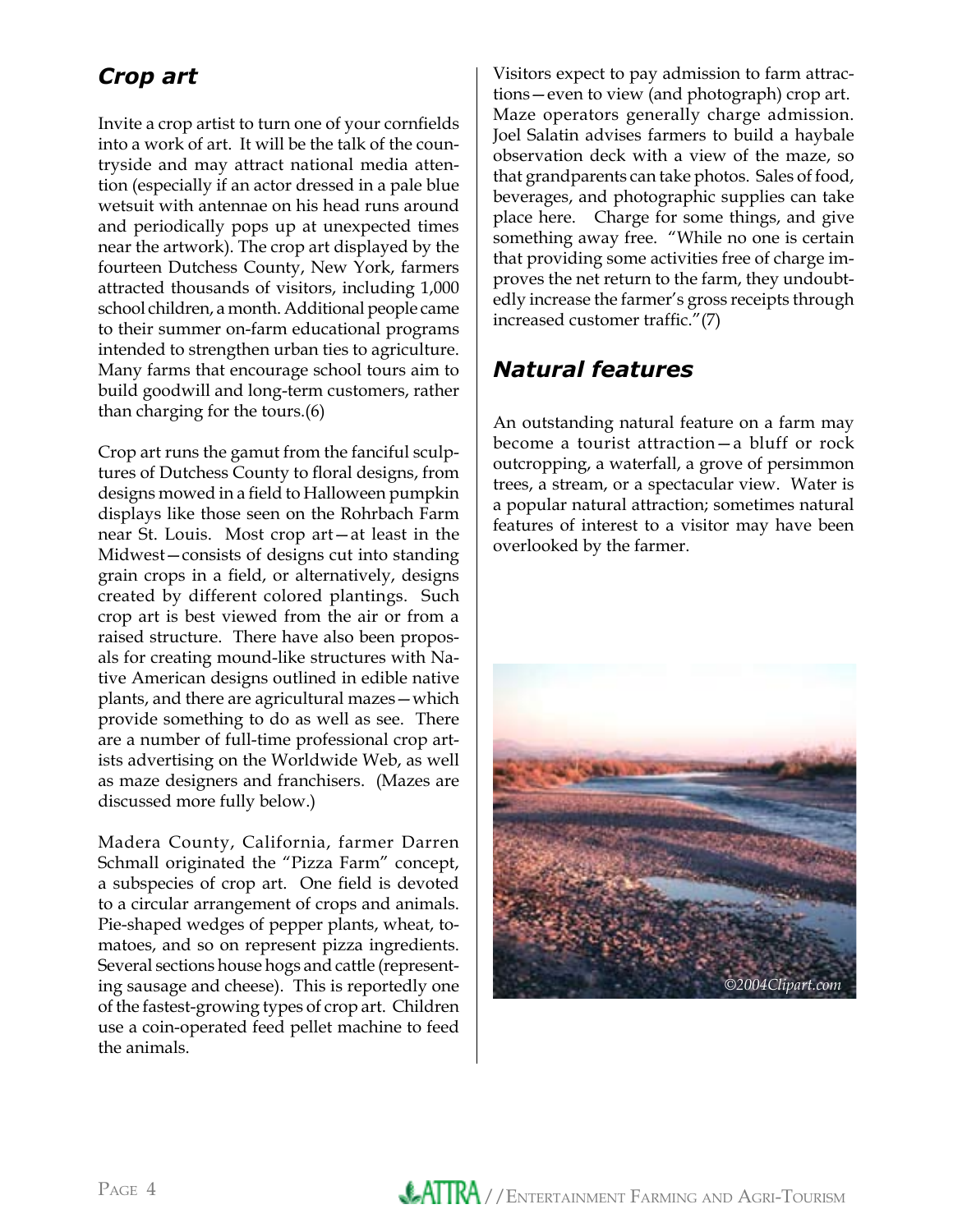## Crop art

Invite a crop artist to turn one of your cornfields into a work of art. It will be the talk of the countryside and may attract national media attention (especially if an actor dressed in a pale blue wetsuit with antennae on his head runs around and periodically pops up at unexpected times near the artwork). The crop art displayed by the fourteen Dutchess County, New York, farmers attracted thousands of visitors, including 1,000 school children, a month. Additional people came to their summer on-farm educational programs intended to strengthen urban ties to agriculture. Many farms that encourage school tours aim to build goodwill and long-term customers, rather than charging for the tours.(6)

Crop art runs the gamut from the fanciful sculptures of Dutchess County to floral designs, from designs mowed in a field to Halloween pumpkin displays like those seen on the Rohrbach Farm near St. Louis. Most crop art—at least in the Midwest—consists of designs cut into standing grain crops in a field, or alternatively, designs created by different colored plantings. Such crop art is best viewed from the air or from a raised structure. There have also been proposals for creating mound-like structures with Native American designs outlined in edible native plants, and there are agricultural mazes—which provide something to do as well as see. There are a number of full-time professional crop artists advertising on the Worldwide Web, as well as maze designers and franchisers. (Mazes are discussed more fully below.)

Madera County, California, farmer Darren Schmall originated the "Pizza Farm" concept, a subspecies of crop art. One field is devoted to a circular arrangement of crops and animals. Pie-shaped wedges of pepper plants, wheat, tomatoes, and so on represent pizza ingredients. Several sections house hogs and cattle (representing sausage and cheese). This is reportedly one of the fastest-growing types of crop art. Children use a coin-operated feed pellet machine to feed the animals.

Visitors expect to pay admission to farm attractions—even to view (and photograph) crop art. Maze operators generally charge admission. Joel Salatin advises farmers to build a haybale observation deck with a view of the maze, so that grandparents can take photos. Sales of food, beverages, and photographic supplies can take place here. Charge for some things, and give something away free. "While no one is certain that providing some activities free of charge improves the net return to the farm, they undoubtedly increase the farmer's gross receipts through increased customer traffic."(7)

## Natural features

An outstanding natural feature on a farm may become a tourist attraction—a bluff or rock outcropping, a waterfall, a grove of persimmon trees, a stream, or a spectacular view. Water is a popular natural attraction; sometimes natural features of interest to a visitor may have been overlooked by the farmer.

©2004Clipart.com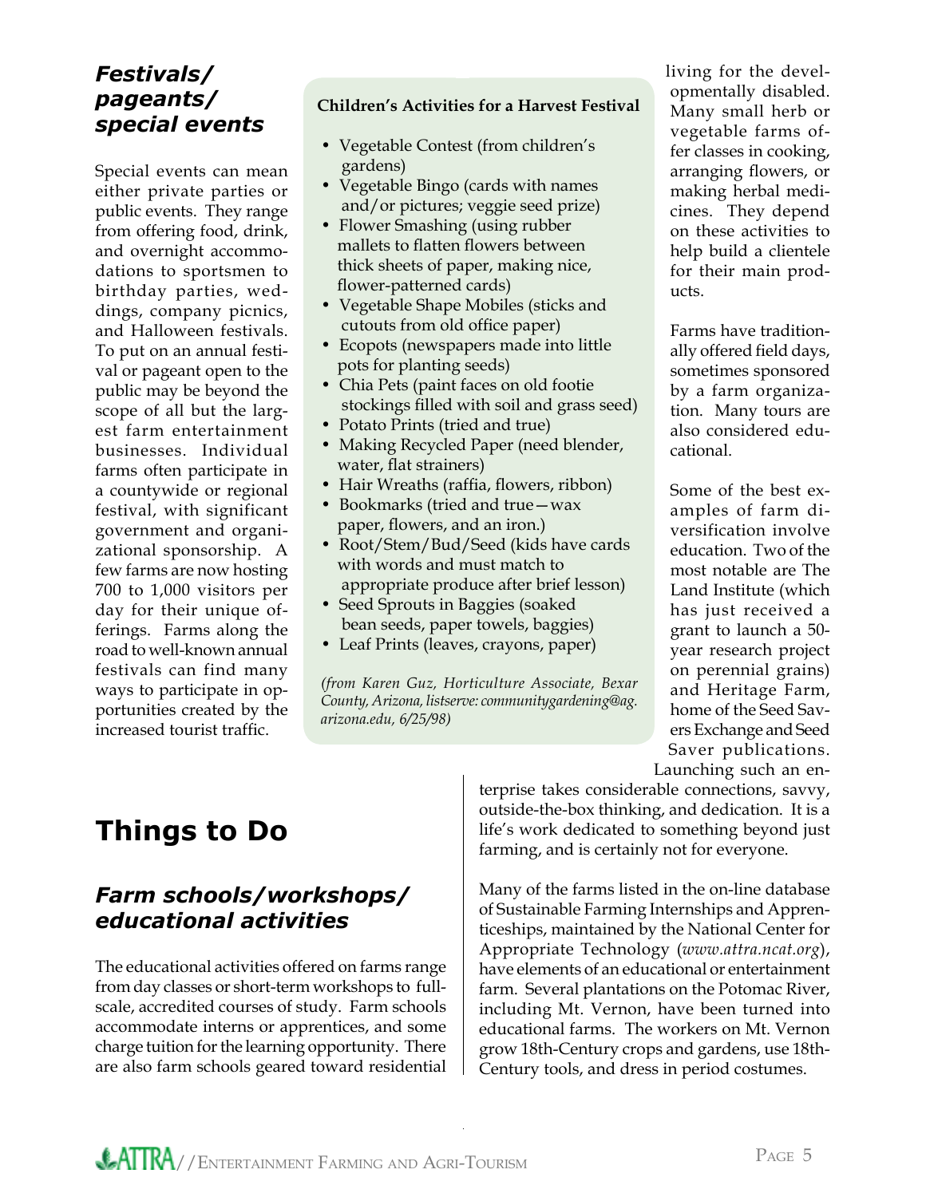### *Festivals/ pageants/ special events*

Special events can mean either private parties or public events. They range from offering food, drink, and overnight accommodations to sportsmen to birthday parties, weddings, company picnics, and Halloween festivals. To put on an annual festival or pageant open to the public may be beyond the scope of all but the largest farm entertainment businesses. Individual farms often participate in a countywide or regional festival, with significant government and organizational sponsorship. A few farms are now hosting 700 to 1,000 visitors per day for their unique offerings. Farms along the road to well-known annual festivals can find many ways to participate in opportunities created by the increased tourist traffic.

**Children's Activities for a Harvest Festival**

- Vegetable Contest (from children's gardens)
- Vegetable Bingo (cards with names and/or pictures; veggie seed prize)
- Flower Smashing (using rubber mallets to flatten flowers between thick sheets of paper, making nice, flower-patterned cards)
- Vegetable Shape Mobiles (sticks and cutouts from old office paper)
- Ecopots (newspapers made into little pots for planting seeds)
- Chia Pets (paint faces on old footie stockings filled with soil and grass seed)
- Potato Prints (tried and true)
- Making Recycled Paper (need blender, water, flat strainers)
- Hair Wreaths (raffia, flowers, ribbon)
- Bookmarks (tried and true—wax paper, flowers, and an iron.)
- Root/Stem/Bud/Seed (kids have cards with words and must match to appropriate produce after brief lesson)
- Seed Sprouts in Baggies (soaked bean seeds, paper towels, baggies)
- Leaf Prints (leaves, crayons, paper)

*(from Karen Guz, Horticulture Associate, Bexar County, Arizona, listserve: communitygardening@ag.arizona.edu, 6/25/98)*

## Things to Do

### *Farm schools/workshops/ educational activities*

The educational activities offered on farms range from day classes or short-term workshops to full-scale, accredited courses of study. Farm schools accommodate interns or apprentices, and some charge tuition for the learning opportunity. There are also farm schools geared toward residential living for the developmentally disabled. Many small herb or vegetable farms offer classes in cooking, arranging flowers, or making herbal medicines. They depend on these activities to help build a clientele for their main products.

Farms have traditionally offered field days, sometimes sponsored by a farm organization. Many tours are also considered educational.

Some of the best examples of farm diversification involve education. Two of the most notable are The Land Institute (which has just received a grant to launch a 50-year research project on perennial grains) and Heritage Farm, home of the Seed Savers Exchange and Seed Saver publications. Launching such an enterprise takes considerable connections, savvy, outside-the-box thinking, and dedication. It is a life's work dedicated to something beyond just farming, and is certainly not for everyone.

Many of the farms listed in the on-line database of Sustainable Farming Internships and Apprenticeships, maintained by the National Center for Appropriate Technology (*www.attra.ncat.org*), have elements of an educational or entertainment farm. Several plantations on the Potomac River, including Mt. Vernon, have been turned into educational farms. The workers on Mt. Vernon grow 18th-Century crops and gardens, use 18th-Century tools, and dress in period costumes.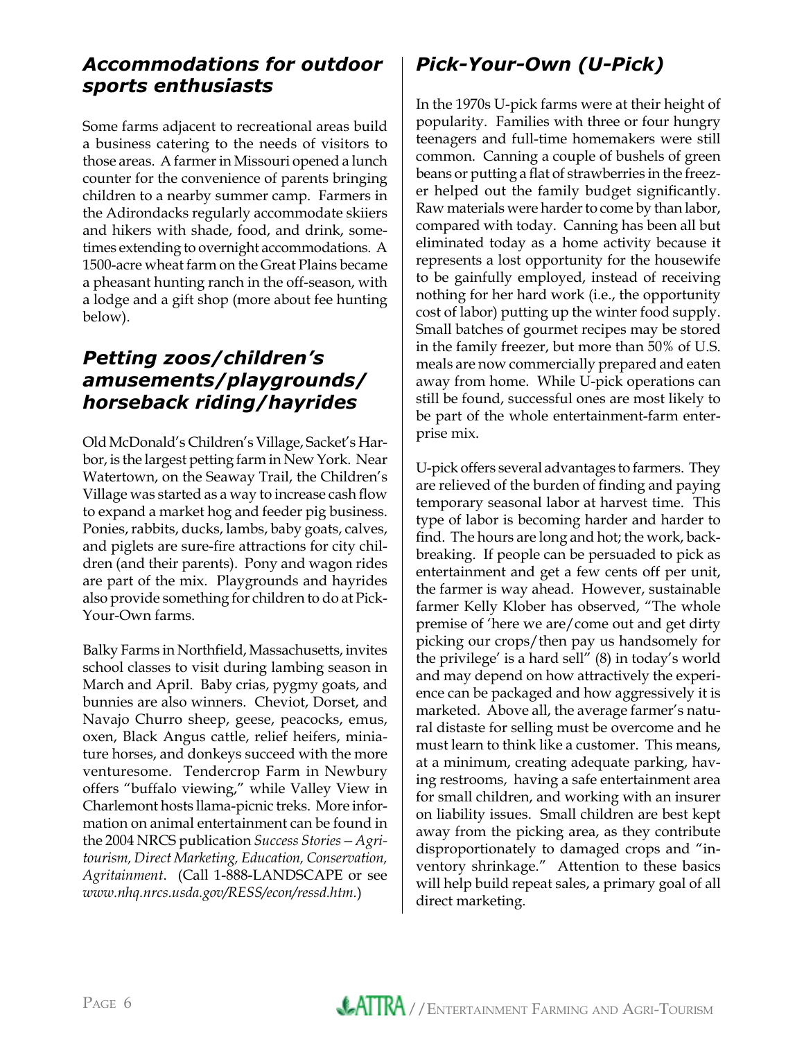## *Accommodations for outdoor sports enthusiasts*

Some farms adjacent to recreational areas build a business catering to the needs of visitors to those areas. A farmer in Missouri opened a lunch counter for the convenience of parents bringing children to a nearby summer camp. Farmers in the Adirondacks regularly accommodate skiiers and hikers with shade, food, and drink, sometimes extending to overnight accommodations. A 1500-acre wheat farm on the Great Plains became a pheasant hunting ranch in the off-season, with a lodge and a gift shop (more about fee hunting below).

## *Petting zoos/children's amusements/playgrounds/ horseback riding/hayrides*

Old McDonald's Children's Village, Sacket's Harbor, is the largest petting farm in New York. Near Watertown, on the Seaway Trail, the Children's Village was started as a way to increase cash flow to expand a market hog and feeder pig business. Ponies, rabbits, ducks, lambs, baby goats, calves, and piglets are sure-fire attractions for city children (and their parents). Pony and wagon rides are part of the mix. Playgrounds and hayrides also provide something for children to do at Pick-Your-Own farms.

Balky Farms in Northfield, Massachusetts, invites school classes to visit during lambing season in March and April. Baby crias, pygmy goats, and bunnies are also winners. Cheviot, Dorset, and Navajo Churro sheep, geese, peacocks, emus, oxen, Black Angus cattle, relief heifers, miniature horses, and donkeys succeed with the more venturesome. Tendercrop Farm in Newbury offers "buffalo viewing," while Valley View in Charlemont hosts llama-picnic treks. More information on animal entertainment can be found in the 2004 NRCS publication *Success Stories—Agritourism, Direct Marketing, Education, Conservation, Agritainment*. (Call 1-888-LANDSCAPE or see *www.nhq.nrcs.usda.gov/RESS/econ/ressd.htm.*)

## *Pick-Your-Own (U-Pick)*

In the 1970s U-pick farms were at their height of popularity. Families with three or four hungry teenagers and full-time homemakers were still common. Canning a couple of bushels of green beans or putting a flat of strawberries in the freezer helped out the family budget significantly. Raw materials were harder to come by than labor, compared with today. Canning has been all but eliminated today as a home activity because it represents a lost opportunity for the housewife to be gainfully employed, instead of receiving nothing for her hard work (i.e., the opportunity cost of labor) putting up the winter food supply. Small batches of gourmet recipes may be stored in the family freezer, but more than 50% of U.S. meals are now commercially prepared and eaten away from home. While U-pick operations can still be found, successful ones are most likely to be part of the whole entertainment-farm enterprise mix.

U-pick offers several advantages to farmers. They are relieved of the burden of finding and paying temporary seasonal labor at harvest time. This type of labor is becoming harder and harder to find. The hours are long and hot; the work, backbreaking. If people can be persuaded to pick as entertainment and get a few cents off per unit, the farmer is way ahead. However, sustainable farmer Kelly Klober has observed, "The whole premise of 'here we are/come out and get dirty picking our crops/then pay us handsomely for the privilege' is a hard sell" (8) in today's world and may depend on how attractively the experience can be packaged and how aggressively it is marketed. Above all, the average farmer's natural distaste for selling must be overcome and he must learn to think like a customer. This means, at a minimum, creating adequate parking, having restrooms, having a safe entertainment area for small children, and working with an insurer on liability issues. Small children are best kept away from the picking area, as they contribute disproportionately to damaged crops and "inventory shrinkage." Attention to these basics will help build repeat sales, a primary goal of all direct marketing.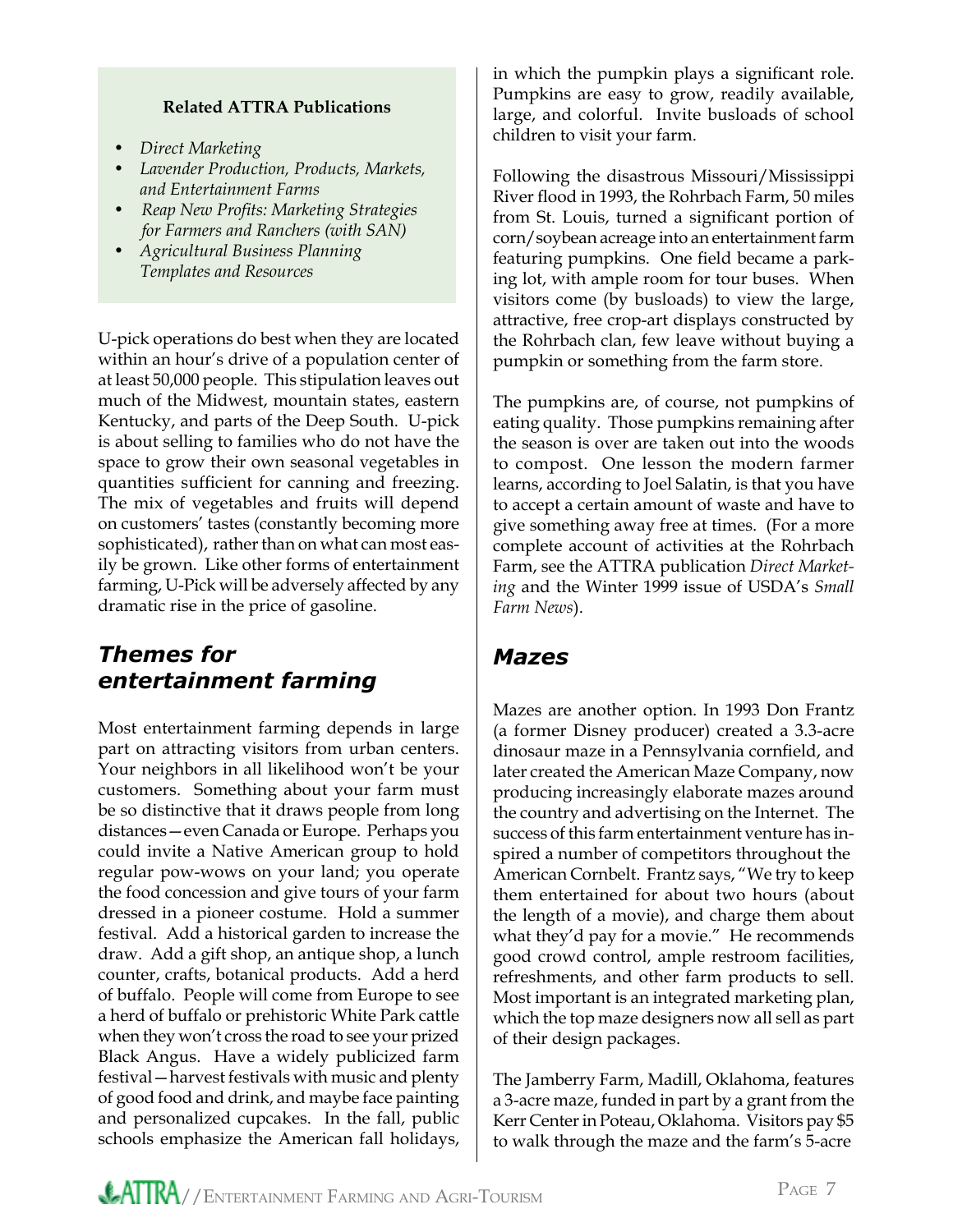**Related ATTRA Publications**

- *Direct Marketing*
- *Lavender Production, Products, Markets, and Entertainment Farms*
- *Reap New Profits: Marketing Strategies for Farmers and Ranchers (with SAN)*
- *Agricultural Business Planning Templates and Resources*

U-pick operations do best when they are located within an hour's drive of a population center of at least 50,000 people. This stipulation leaves out much of the Midwest, mountain states, eastern Kentucky, and parts of the Deep South. U-pick is about selling to families who do not have the space to grow their own seasonal vegetables in quantities sufficient for canning and freezing. The mix of vegetables and fruits will depend on customers' tastes (constantly becoming more sophisticated), rather than on what can most easily be grown. Like other forms of entertainment farming, U-Pick will be adversely affected by any dramatic rise in the price of gasoline.

## *Themes for entertainment farming*

Most entertainment farming depends in large part on attracting visitors from urban centers. Your neighbors in all likelihood won't be your customers. Something about your farm must be so distinctive that it draws people from long distances—even Canada or Europe. Perhaps you could invite a Native American group to hold regular pow-wows on your land; you operate the food concession and give tours of your farm dressed in a pioneer costume. Hold a summer festival. Add a historical garden to increase the draw. Add a gift shop, an antique shop, a lunch counter, crafts, botanical products. Add a herd of buffalo. People will come from Europe to see a herd of buffalo or prehistoric White Park cattle when they won't cross the road to see your prized Black Angus. Have a widely publicized farm festival—harvest festivals with music and plenty of good food and drink, and maybe face painting and personalized cupcakes. In the fall, public schools emphasize the American fall holidays, in which the pumpkin plays a significant role. Pumpkins are easy to grow, readily available, large, and colorful. Invite busloads of school children to visit your farm.

Following the disastrous Missouri/Mississippi River flood in 1993, the Rohrbach Farm, 50 miles from St. Louis, turned a significant portion of corn/soybean acreage into an entertainment farm featuring pumpkins. One field became a parking lot, with ample room for tour buses. When visitors come (by busloads) to view the large, attractive, free crop-art displays constructed by the Rohrbach clan, few leave without buying a pumpkin or something from the farm store.

The pumpkins are, of course, not pumpkins of eating quality. Those pumpkins remaining after the season is over are taken out into the woods to compost. One lesson the modern farmer learns, according to Joel Salatin, is that you have to accept a certain amount of waste and have to give something away free at times. (For a more complete account of activities at the Rohrbach Farm, see the ATTRA publication *Direct Marketing* and the Winter 1999 issue of USDA's *Small Farm News*).

## *Mazes*

Mazes are another option. In 1993 Don Frantz (a former Disney producer) created a 3.3-acre dinosaur maze in a Pennsylvania cornfield, and later created the American Maze Company, now producing increasingly elaborate mazes around the country and advertising on the Internet. The success of this farm entertainment venture has inspired a number of competitors throughout the American Cornbelt. Frantz says, "We try to keep them entertained for about two hours (about the length of a movie), and charge them about what they'd pay for a movie." He recommends good crowd control, ample restroom facilities, refreshments, and other farm products to sell. Most important is an integrated marketing plan, which the top maze designers now all sell as part of their design packages.

The Jamberry Farm, Madill, Oklahoma, features a 3-acre maze, funded in part by a grant from the Kerr Center in Poteau, Oklahoma. Visitors pay $5 to walk through the maze and the farm's 5-acre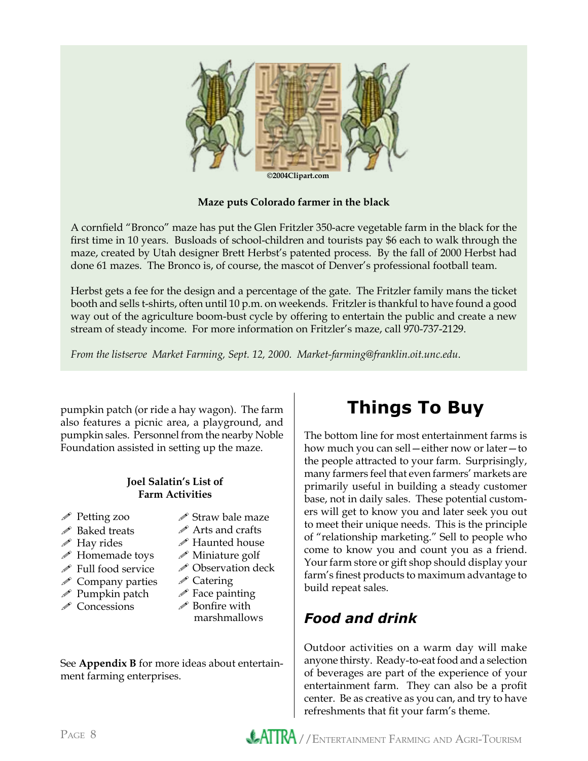©2004Clipart.com

**Maze puts Colorado farmer in the black**

A cornfield "Bronco" maze has put the Glen Fritzler 350-acre vegetable farm in the black for the first time in 10 years. Busloads of school-children and tourists pay $6 each to walk through the maze, created by Utah designer Brett Herbst's patented process. By the fall of 2000 Herbst had done 61 mazes. The Bronco is, of course, the mascot of Denver's professional football team.

Herbst gets a fee for the design and a percentage of the gate. The Fritzler family mans the ticket booth and sells t-shirts, often until 10 p.m. on weekends. Fritzler is thankful to have found a good way out of the agriculture boom-bust cycle by offering to entertain the public and create a new stream of steady income. For more information on Fritzler's maze, call 970-737-2129.

*From the listserve Market Farming, Sept. 12, 2000. Market-farming@franklin.oit.unc.edu*.

pumpkin patch (or ride a hay wagon). The farm also features a picnic area, a playground, and pumpkin sales. Personnel from the nearby Noble Foundation assisted in setting up the maze.

**Joel Salatin's List of Farm Activities**

- Petting zoo
- Baked treats
- Hay rides
- Homemade toys
- Full food service
- Company parties
- Pumpkin patch
- Concessions
- Straw bale maze
- Arts and crafts
- Haunted house
- Miniature golf
- Observation deck
- Catering
- Face painting
- Bonfire with marshmallows

See **Appendix B** for more ideas about entertainment farming enterprises.

# Things To Buy

The bottom line for most entertainment farms is how much you can sell—either now or later—to the people attracted to your farm. Surprisingly, many farmers feel that even farmers' markets are primarily useful in building a steady customer base, not in daily sales. These potential customers will get to know you and later seek you out to meet their unique needs. This is the principle of "relationship marketing." Sell to people who come to know you and count you as a friend. Your farm store or gift shop should display your farm's finest products to maximum advantage to build repeat sales.

## *Food and drink*

Outdoor activities on a warm day will make anyone thirsty. Ready-to-eat food and a selection of beverages are part of the experience of your entertainment farm. They can also be a profit center. Be as creative as you can, and try to have refreshments that fit your farm's theme.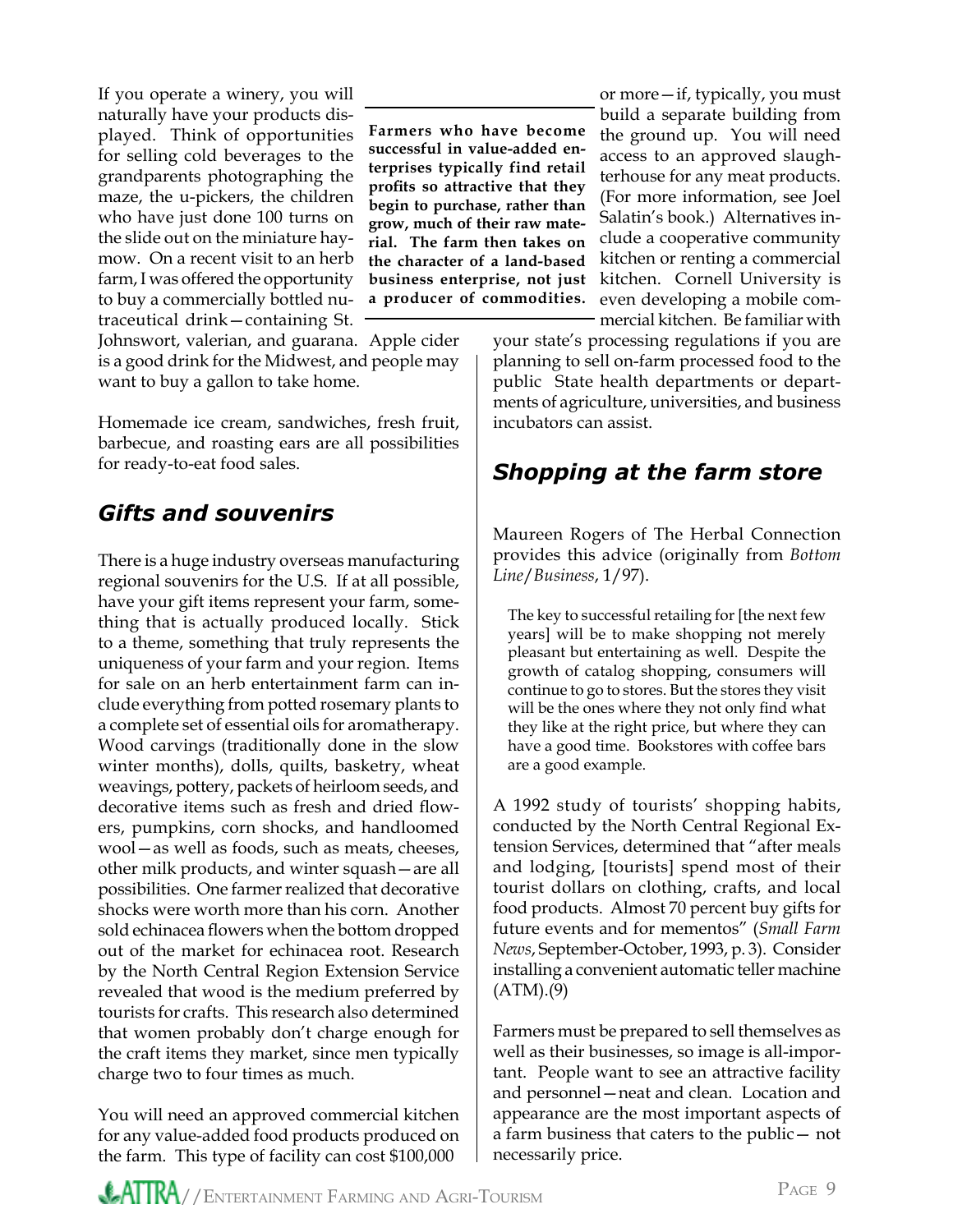If you operate a winery, you will naturally have your products displayed. Think of opportunities for selling cold beverages to the grandparents photographing the maze, the u-pickers, the children who have just done 100 turns on the slide out on the miniature haymow. On a recent visit to an herb farm, I was offered the opportunity to buy a commercially bottled nutraceutical drink—containing St. Johnswort, valerian, and guarana. Apple cider is a good drink for the Midwest, and people may want to buy a gallon to take home.

**Farmers who have become successful in value-added enterprises typically find retail profits so attractive that they begin to purchase, rather than grow, much of their raw material. The farm then takes on the character of a land-based business enterprise, not just a producer of commodities.**

Homemade ice cream, sandwiches, fresh fruit, barbecue, and roasting ears are all possibilities for ready-to-eat food sales.

## *Gifts and souvenirs*

There is a huge industry overseas manufacturing regional souvenirs for the U.S. If at all possible, have your gift items represent your farm, something that is actually produced locally. Stick to a theme, something that truly represents the uniqueness of your farm and your region. Items for sale on an herb entertainment farm can include everything from potted rosemary plants to a complete set of essential oils for aromatherapy. Wood carvings (traditionally done in the slow winter months), dolls, quilts, basketry, wheat weavings, pottery, packets of heirloom seeds, and decorative items such as fresh and dried flowers, pumpkins, corn shocks, and handloomed wool—as well as foods, such as meats, cheeses, other milk products, and winter squash—are all possibilities. One farmer realized that decorative shocks were worth more than his corn. Another sold echinacea flowers when the bottom dropped out of the market for echinacea root. Research by the North Central Region Extension Service revealed that wood is the medium preferred by tourists for crafts. This research also determined that women probably don't charge enough for the craft items they market, since men typically charge two to four times as much.

You will need an approved commercial kitchen for any value-added food products produced on the farm. This type of facility can cost $100,000 or more—if, typically, you must build a separate building from the ground up. You will need access to an approved slaughterhouse for any meat products. (For more information, see Joel Salatin's book.) Alternatives include a cooperative community kitchen or renting a commercial kitchen. Cornell University is even developing a mobile commercial kitchen. Be familiar with your state's processing regulations if you are planning to sell on-farm processed food to the public State health departments or departments of agriculture, universities, and business incubators can assist.

## *Shopping at the farm store*

Maureen Rogers of The Herbal Connection provides this advice (originally from *Bottom Line/Business*, 1/97).

> The key to successful retailing for [the next few years] will be to make shopping not merely pleasant but entertaining as well. Despite the growth of catalog shopping, consumers will continue to go to stores. But the stores they visit will be the ones where they not only find what they like at the right price, but where they can have a good time. Bookstores with coffee bars are a good example.

A 1992 study of tourists' shopping habits, conducted by the North Central Regional Extension Services, determined that "after meals and lodging, [tourists] spend most of their tourist dollars on clothing, crafts, and local food products. Almost 70 percent buy gifts for future events and for mementos" (*Small Farm News*, September-October, 1993, p. 3). Consider installing a convenient automatic teller machine (ATM).(9)

Farmers must be prepared to sell themselves as well as their businesses, so image is all-important. People want to see an attractive facility and personnel—neat and clean. Location and appearance are the most important aspects of a farm business that caters to the public— not necessarily price.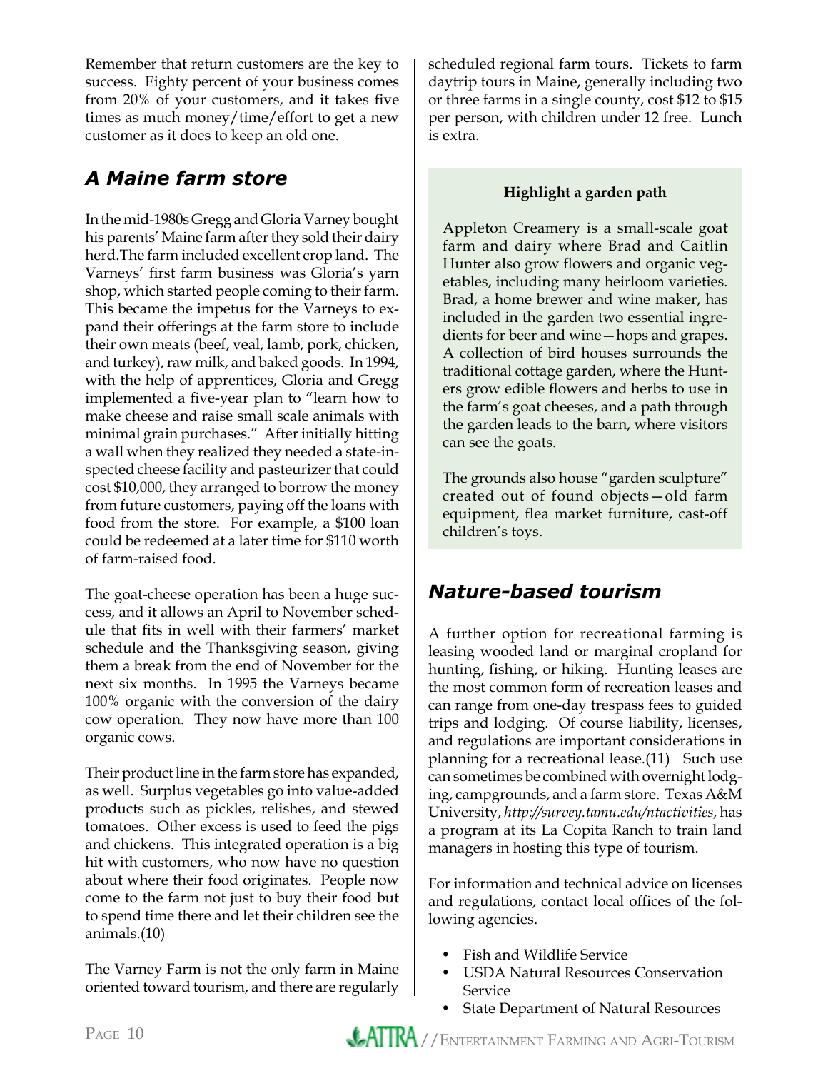Remember that return customers are the key to success. Eighty percent of your business comes from 20% of your customers, and it takes five times as much money/time/effort to get a new customer as it does to keep an old one.

## *A Maine farm store*

In the mid-1980s Gregg and Gloria Varney bought his parents' Maine farm after they sold their dairy herd.The farm included excellent crop land. The Varneys' first farm business was Gloria's yarn shop, which started people coming to their farm. This became the impetus for the Varneys to expand their offerings at the farm store to include their own meats (beef, veal, lamb, pork, chicken, and turkey), raw milk, and baked goods. In 1994, with the help of apprentices, Gloria and Gregg implemented a five-year plan to "learn how to make cheese and raise small scale animals with minimal grain purchases." After initially hitting a wall when they realized they needed a state-inspected cheese facility and pasteurizer that could cost $10,000, they arranged to borrow the money from future customers, paying off the loans with food from the store. For example, a $100 loan could be redeemed at a later time for $110 worth of farm-raised food.

The goat-cheese operation has been a huge success, and it allows an April to November schedule that fits in well with their farmers' market schedule and the Thanksgiving season, giving them a break from the end of November for the next six months. In 1995 the Varneys became 100% organic with the conversion of the dairy cow operation. They now have more than 100 organic cows.

Their product line in the farm store has expanded, as well. Surplus vegetables go into value-added products such as pickles, relishes, and stewed tomatoes. Other excess is used to feed the pigs and chickens. This integrated operation is a big hit with customers, who now have no question about where their food originates. People now come to the farm not just to buy their food but to spend time there and let their children see the animals.(10)

The Varney Farm is not the only farm in Maine oriented toward tourism, and there are regularly scheduled regional farm tours. Tickets to farm daytrip tours in Maine, generally including two or three farms in a single county, cost $12 to $15 per person, with children under 12 free. Lunch is extra.

**Highlight a garden path**

Appleton Creamery is a small-scale goat farm and dairy where Brad and Caitlin Hunter also grow flowers and organic vegetables, including many heirloom varieties. Brad, a home brewer and wine maker, has included in the garden two essential ingredients for beer and wine—hops and grapes. A collection of bird houses surrounds the traditional cottage garden, where the Hunters grow edible flowers and herbs to use in the farm's goat cheeses, and a path through the garden leads to the barn, where visitors can see the goats.

The grounds also house "garden sculpture" created out of found objects—old farm equipment, flea market furniture, cast-off children's toys.

## *Nature-based tourism*

A further option for recreational farming is leasing wooded land or marginal cropland for hunting, fishing, or hiking. Hunting leases are the most common form of recreation leases and can range from one-day trespass fees to guided trips and lodging. Of course liability, licenses, and regulations are important considerations in planning for a recreational lease.(11) Such use can sometimes be combined with overnight lodging, campgrounds, and a farm store. Texas A&M University, *http://survey.tamu.edu/ntactivities*, has a program at its La Copita Ranch to train land managers in hosting this type of tourism.

For information and technical advice on licenses and regulations, contact local offices of the following agencies.

- Fish and Wildlife Service
- USDA Natural Resources Conservation Service
- State Department of Natural Resources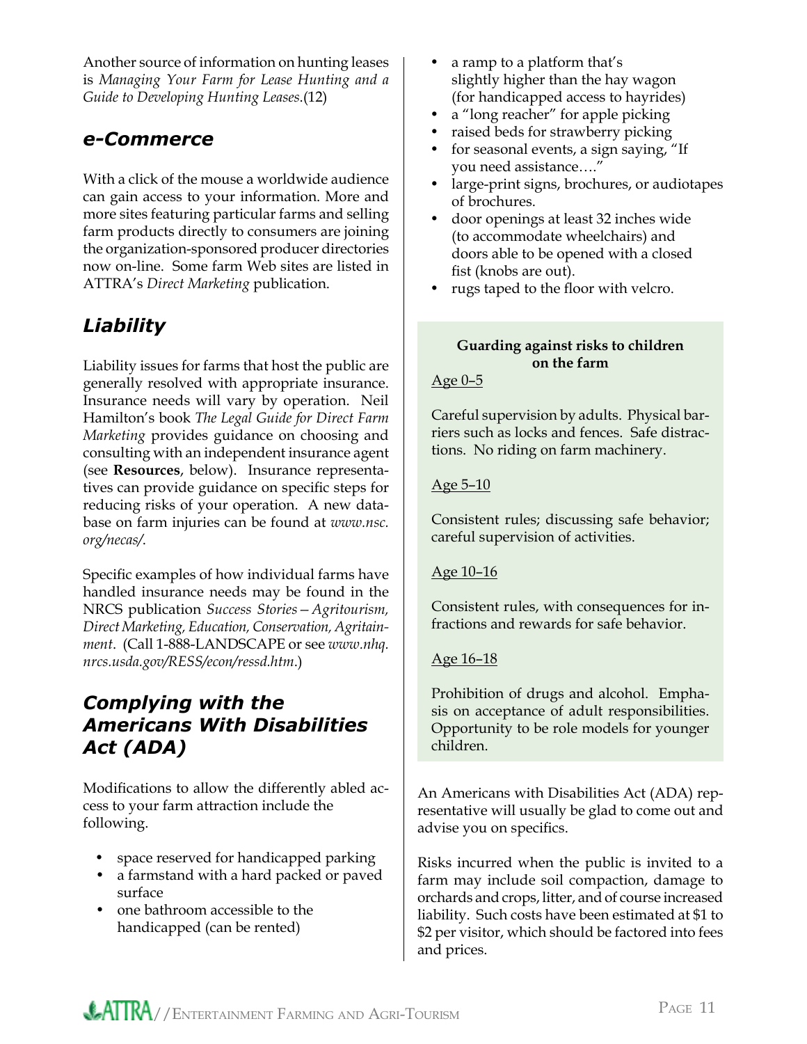Another source of information on hunting leases is *Managing Your Farm for Lease Hunting and a Guide to Developing Hunting Leases*.(12)

## e-Commerce

With a click of the mouse a worldwide audience can gain access to your information. More and more sites featuring particular farms and selling farm products directly to consumers are joining the organization-sponsored producer directories now on-line. Some farm Web sites are listed in ATTRA's *Direct Marketing* publication.

## Liability

Liability issues for farms that host the public are generally resolved with appropriate insurance. Insurance needs will vary by operation. Neil Hamilton's book *The Legal Guide for Direct Farm Marketing* provides guidance on choosing and consulting with an independent insurance agent (see **Resources**, below). Insurance representatives can provide guidance on specific steps for reducing risks of your operation. A new database on farm injuries can be found at *www.nsc.org/necas/*.

Specific examples of how individual farms have handled insurance needs may be found in the NRCS publication *Success Stories—Agritourism, Direct Marketing, Education, Conservation, Agritainment*. (Call 1-888-LANDSCAPE or see *www.nhq.nrcs.usda.gov/RESS/econ/ressd.htm*.)

## Complying with the Americans With Disabilities Act (ADA)

Modifications to allow the differently abled access to your farm attraction include the following.

- space reserved for handicapped parking
- a farmstand with a hard packed or paved surface
- one bathroom accessible to the handicapped (can be rented)
- a ramp to a platform that's slightly higher than the hay wagon (for handicapped access to hayrides)
- a "long reacher" for apple picking
- raised beds for strawberry picking
- for seasonal events, a sign saying, "If you need assistance…."
- large-print signs, brochures, or audiotapes of brochures.
- door openings at least 32 inches wide (to accommodate wheelchairs) and doors able to be opened with a closed fist (knobs are out).
- rugs taped to the floor with velcro.

**Guarding against risks to children on the farm**

Age 0–5

Careful supervision by adults. Physical barriers such as locks and fences. Safe distractions. No riding on farm machinery.

Age 5–10

Consistent rules; discussing safe behavior; careful supervision of activities.

Age 10–16

Consistent rules, with consequences for infractions and rewards for safe behavior.

Age 16–18

Prohibition of drugs and alcohol. Emphasis on acceptance of adult responsibilities. Opportunity to be role models for younger children.

An Americans with Disabilities Act (ADA) representative will usually be glad to come out and advise you on specifics.

Risks incurred when the public is invited to a farm may include soil compaction, damage to orchards and crops, litter, and of course increased liability. Such costs have been estimated at $1 to $2 per visitor, which should be factored into fees and prices.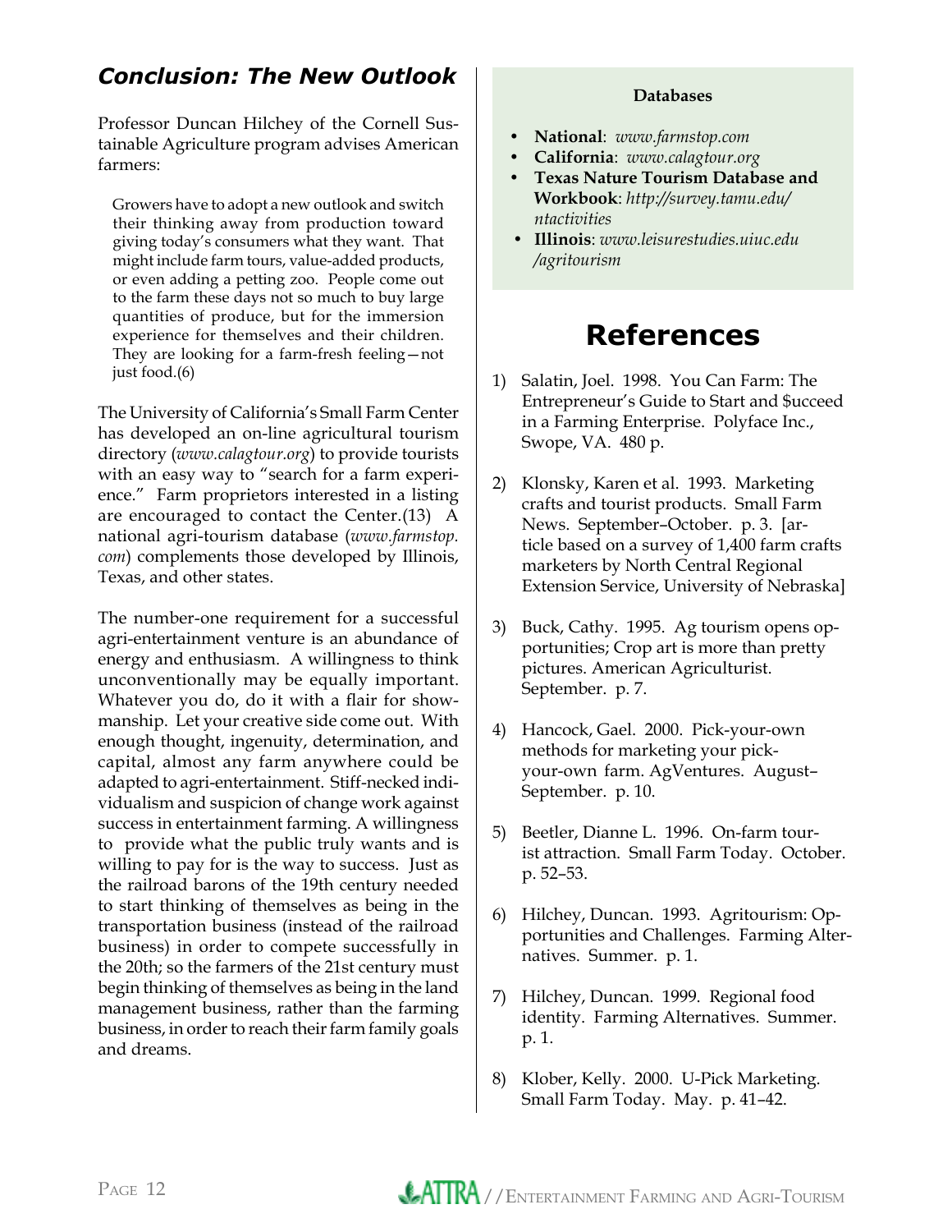## *Conclusion: The New Outlook*

Professor Duncan Hilchey of the Cornell Sustainable Agriculture program advises American farmers:

> Growers have to adopt a new outlook and switch their thinking away from production toward giving today's consumers what they want. That might include farm tours, value-added products, or even adding a petting zoo. People come out to the farm these days not so much to buy large quantities of produce, but for the immersion experience for themselves and their children. They are looking for a farm-fresh feeling—not just food.(6)

The University of California's Small Farm Center has developed an on-line agricultural tourism directory (*www.calagtour.org*) to provide tourists with an easy way to "search for a farm experience." Farm proprietors interested in a listing are encouraged to contact the Center.(13) A national agri-tourism database (*www.farmstop.com*) complements those developed by Illinois, Texas, and other states.

The number-one requirement for a successful agri-entertainment venture is an abundance of energy and enthusiasm. A willingness to think unconventionally may be equally important. Whatever you do, do it with a flair for showmanship. Let your creative side come out. With enough thought, ingenuity, determination, and capital, almost any farm anywhere could be adapted to agri-entertainment. Stiff-necked individualism and suspicion of change work against success in entertainment farming. A willingness to provide what the public truly wants and is willing to pay for is the way to success. Just as the railroad barons of the 19th century needed to start thinking of themselves as being in the transportation business (instead of the railroad business) in order to compete successfully in the 20th; so the farmers of the 21st century must begin thinking of themselves as being in the land management business, rather than the farming business, in order to reach their farm family goals and dreams.

**Databases**

- **National**: *www.farmstop.com*
- **California**: *www.calagtour.org*
- **Texas Nature Tourism Database and Workbook**: *http://survey.tamu.edu/ntactivities*
- **Illinois**: *www.leisurestudies.uiuc.edu/agritourism*

# References

1) Salatin, Joel. 1998. You Can Farm: The Entrepreneur's Guide to Start and $ucceed in a Farming Enterprise. Polyface Inc., Swope, VA. 480 p.

2) Klonsky, Karen et al. 1993. Marketing crafts and tourist products. Small Farm News. September–October. p. 3. [article based on a survey of 1,400 farm crafts marketers by North Central Regional Extension Service, University of Nebraska]

3) Buck, Cathy. 1995. Ag tourism opens opportunities; Crop art is more than pretty pictures. American Agriculturist. September. p. 7.

4) Hancock, Gael. 2000. Pick-your-own methods for marketing your pick-your-own farm. AgVentures. August–September. p. 10.

5) Beetler, Dianne L. 1996. On-farm tourist attraction. Small Farm Today. October. p. 52–53.

6) Hilchey, Duncan. 1993. Agritourism: Opportunities and Challenges. Farming Alternatives. Summer. p. 1.

7) Hilchey, Duncan. 1999. Regional food identity. Farming Alternatives. Summer. p. 1.

8) Klober, Kelly. 2000. U-Pick Marketing. Small Farm Today. May. p. 41–42.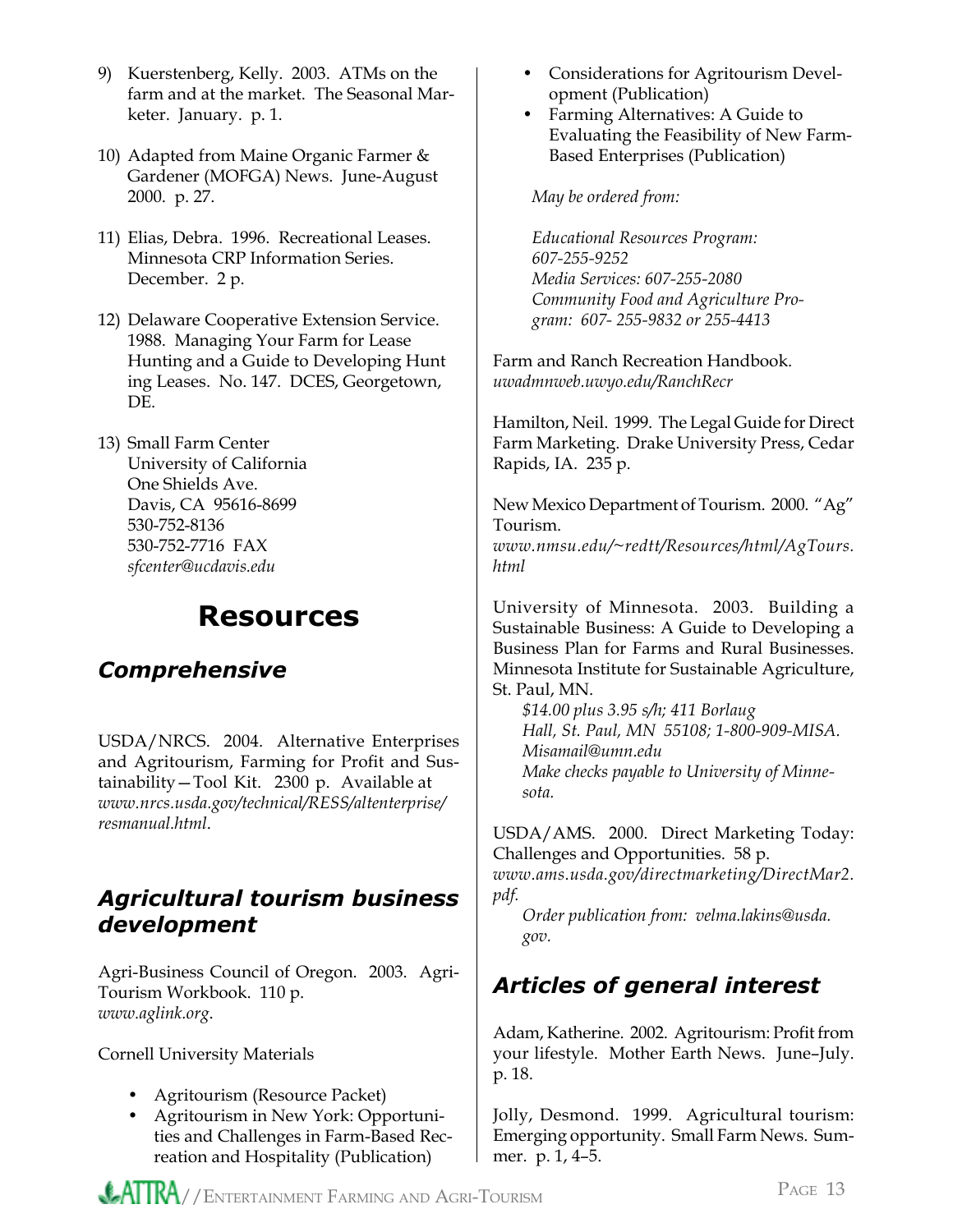9) Kuerstenberg, Kelly. 2003. ATMs on the farm and at the market. The Seasonal Marketer. January. p. 1.

10) Adapted from Maine Organic Farmer & Gardener (MOFGA) News. June-August 2000. p. 27.

11) Elias, Debra. 1996. Recreational Leases. Minnesota CRP Information Series. December. 2 p.

12) Delaware Cooperative Extension Service. 1988. Managing Your Farm for Lease Hunting and a Guide to Developing Hunt ing Leases. No. 147. DCES, Georgetown, DE.

13) Small Farm Center
University of California
One Shields Ave.
Davis, CA 95616-8699
530-752-8136
530-752-7716 FAX
*sfcenter@ucdavis.edu*

# Resources

## *Comprehensive*

USDA/NRCS. 2004. Alternative Enterprises and Agritourism, Farming for Profit and Sustainability—Tool Kit. 2300 p. Available at *www.nrcs.usda.gov/technical/RESS/altenterprise/resmanual.html*.

## *Agricultural tourism business development*

Agri-Business Council of Oregon. 2003. Agri-Tourism Workbook. 110 p.
*www.aglink.org*.

Cornell University Materials

- Agritourism (Resource Packet)
- Agritourism in New York: Opportunities and Challenges in Farm-Based Recreation and Hospitality (Publication)
- Considerations for Agritourism Development (Publication)
- Farming Alternatives: A Guide to Evaluating the Feasibility of New Farm-Based Enterprises (Publication)

*May be ordered from:*

*Educational Resources Program: 607-255-9252*
*Media Services: 607-255-2080*
*Community Food and Agriculture Program: 607- 255-9832 or 255-4413*

Farm and Ranch Recreation Handbook.
*uwadmnweb.uwyo.edu/RanchRecr*

Hamilton, Neil. 1999. The Legal Guide for Direct Farm Marketing. Drake University Press, Cedar Rapids, IA. 235 p.

New Mexico Department of Tourism. 2000. "Ag" Tourism.
*www.nmsu.edu/~redtt/Resources/html/AgTours.html*

University of Minnesota. 2003. Building a Sustainable Business: A Guide to Developing a Business Plan for Farms and Rural Businesses. Minnesota Institute for Sustainable Agriculture, St. Paul, MN.
*$14.00 plus 3.95 s/h; 411 Borlaug Hall, St. Paul, MN 55108; 1-800-909-MISA.*
*Misamail@umn.edu*
*Make checks payable to University of Minnesota.*

USDA/AMS. 2000. Direct Marketing Today: Challenges and Opportunities. 58 p.
*www.ams.usda.gov/directmarketing/DirectMar2.pdf.*
*Order publication from: velma.lakins@usda.gov.*

## *Articles of general interest*

Adam, Katherine. 2002. Agritourism: Profit from your lifestyle. Mother Earth News. June–July. p. 18.

Jolly, Desmond. 1999. Agricultural tourism: Emerging opportunity. Small Farm News. Summer. p. 1, 4–5.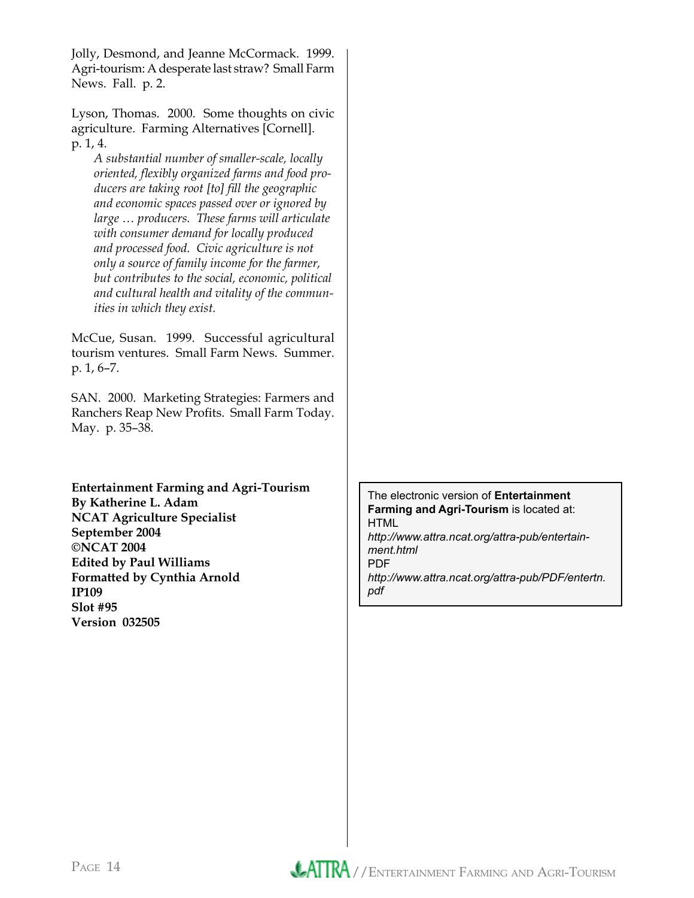Jolly, Desmond, and Jeanne McCormack. 1999. Agri-tourism: A desperate last straw? Small Farm News. Fall. p. 2.

Lyson, Thomas. 2000. Some thoughts on civic agriculture. Farming Alternatives [Cornell]. p. 1, 4.

> *A substantial number of smaller-scale, locally oriented, flexibly organized farms and food producers are taking root [to] fill the geographic and economic spaces passed over or ignored by large … producers. These farms will articulate with consumer demand for locally produced and processed food. Civic agriculture is not only a source of family income for the farmer, but contributes to the social, economic, political and cultural health and vitality of the communities in which they exist.*

McCue, Susan. 1999. Successful agricultural tourism ventures. Small Farm News. Summer. p. 1, 6–7.

SAN. 2000. Marketing Strategies: Farmers and Ranchers Reap New Profits. Small Farm Today. May. p. 35–38.

**Entertainment Farming and Agri-Tourism**
**By Katherine L. Adam**
**NCAT Agriculture Specialist**
**September 2004**
**©NCAT 2004**
**Edited by Paul Williams**
**Formatted by Cynthia Arnold**
**IP109**
**Slot #95**
**Version 032505**

The electronic version of **Entertainment Farming and Agri-Tourism** is located at:
HTML
*http://www.attra.ncat.org/attra-pub/entertainment.html*
PDF
*http://www.attra.ncat.org/attra-pub/PDF/entertn.pdf*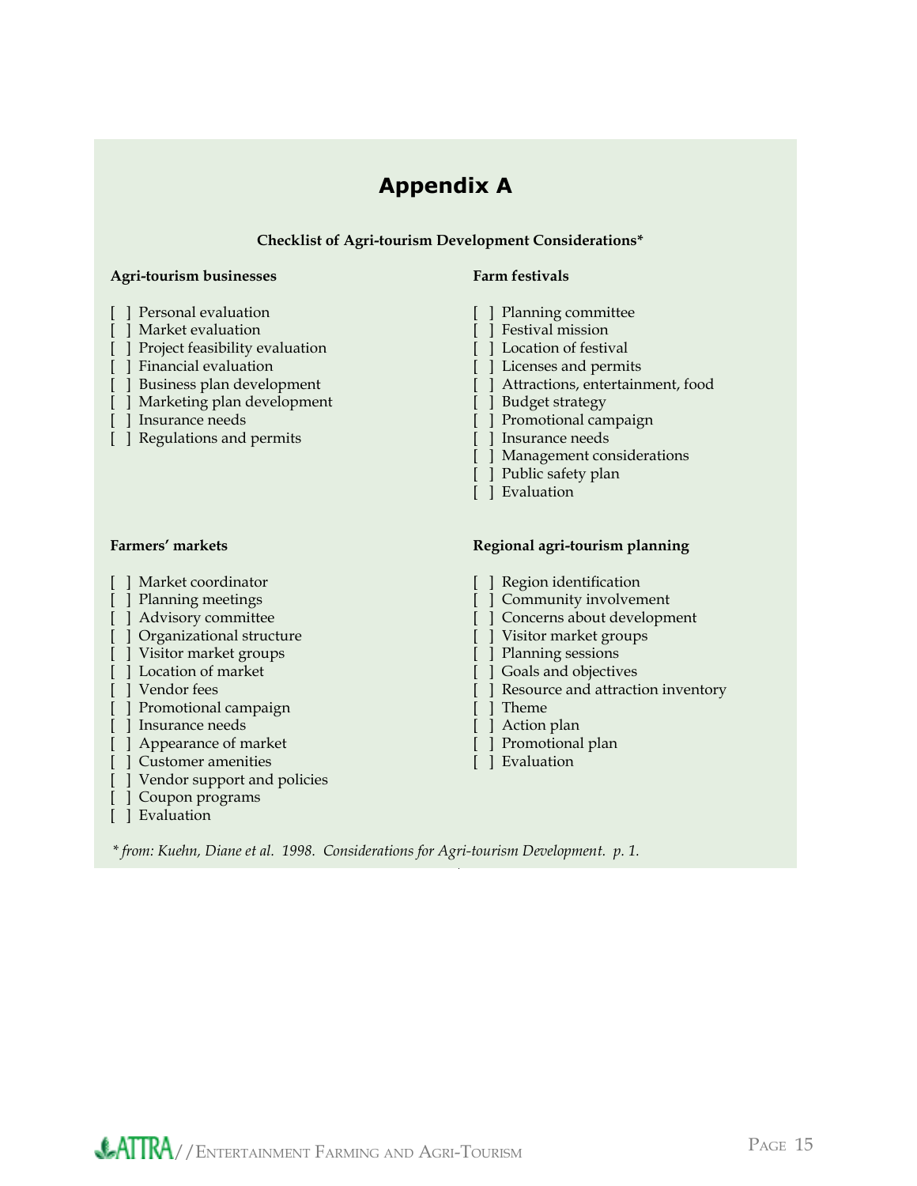# Appendix A

**Checklist of Agri-tourism Development Considerations***

**Agri-tourism businesses**

[ ] Personal evaluation
[ ] Market evaluation
[ ] Project feasibility evaluation
[ ] Financial evaluation
[ ] Business plan development
[ ] Marketing plan development
[ ] Insurance needs
[ ] Regulations and permits

**Farm festivals**

[ ] Planning committee
[ ] Festival mission
[ ] Location of festival
[ ] Licenses and permits
[ ] Attractions, entertainment, food
[ ] Budget strategy
[ ] Promotional campaign
[ ] Insurance needs
[ ] Management considerations
[ ] Public safety plan
[ ] Evaluation

**Farmers' markets**

[ ] Market coordinator
[ ] Planning meetings
[ ] Advisory committee
[ ] Organizational structure
[ ] Visitor market groups
[ ] Location of market
[ ] Vendor fees
[ ] Promotional campaign
[ ] Insurance needs
[ ] Appearance of market
[ ] Customer amenities
[ ] Vendor support and policies
[ ] Coupon programs
[ ] Evaluation

**Regional agri-tourism planning**

[ ] Region identification
[ ] Community involvement
[ ] Concerns about development
[ ] Visitor market groups
[ ] Planning sessions
[ ] Goals and objectives
[ ] Resource and attraction inventory
[ ] Theme
[ ] Action plan
[ ] Promotional plan
[ ] Evaluation

*\* from: Kuehn, Diane et al. 1998. Considerations for Agri-tourism Development. p. 1.*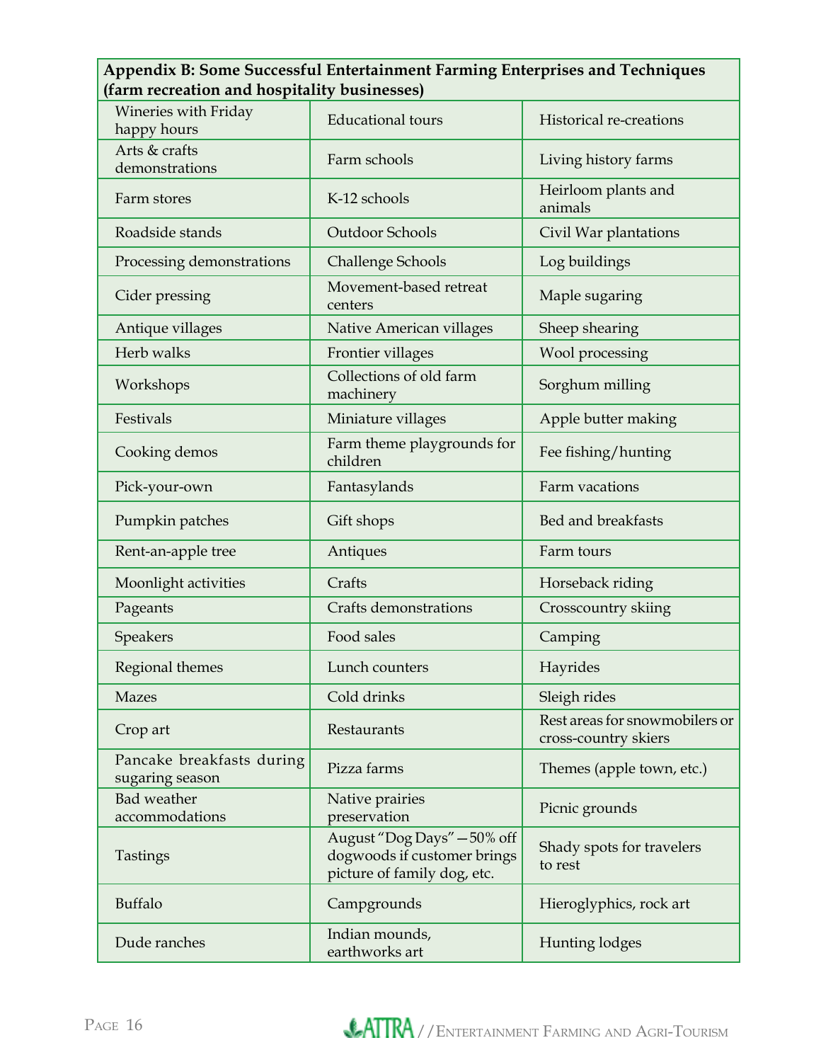## Appendix B: Some Successful Entertainment Farming Enterprises and Techniques (farm recreation and hospitality businesses)

| | | |
|---|---|---|
| Wineries with Friday happy hours | Educational tours | Historical re-creations |
| Arts & crafts demonstrations | Farm schools | Living history farms |
| Farm stores | K-12 schools | Heirloom plants and animals |
| Roadside stands | Outdoor Schools | Civil War plantations |
| Processing demonstrations | Challenge Schools | Log buildings |
| Cider pressing | Movement-based retreat centers | Maple sugaring |
| Antique villages | Native American villages | Sheep shearing |
| Herb walks | Frontier villages | Wool processing |
| Workshops | Collections of old farm machinery | Sorghum milling |
| Festivals | Miniature villages | Apple butter making |
| Cooking demos | Farm theme playgrounds for children | Fee fishing/hunting |
| Pick-your-own | Fantasylands | Farm vacations |
| Pumpkin patches | Gift shops | Bed and breakfasts |
| Rent-an-apple tree | Antiques | Farm tours |
| Moonlight activities | Crafts | Horseback riding |
| Pageants | Crafts demonstrations | Crosscountry skiing |
| Speakers | Food sales | Camping |
| Regional themes | Lunch counters | Hayrides |
| Mazes | Cold drinks | Sleigh rides |
| Crop art | Restaurants | Rest areas for snowmobilers or cross-country skiers |
| Pancake breakfasts during sugaring season | Pizza farms | Themes (apple town, etc.) |
| Bad weather accommodations | Native prairies preservation | Picnic grounds |
| Tastings | August "Dog Days"—50% off dogwoods if customer brings picture of family dog, etc. | Shady spots for travelers to rest |
| Buffalo | Campgrounds | Hieroglyphics, rock art |
| Dude ranches | Indian mounds, earthworks art | Hunting lodges |